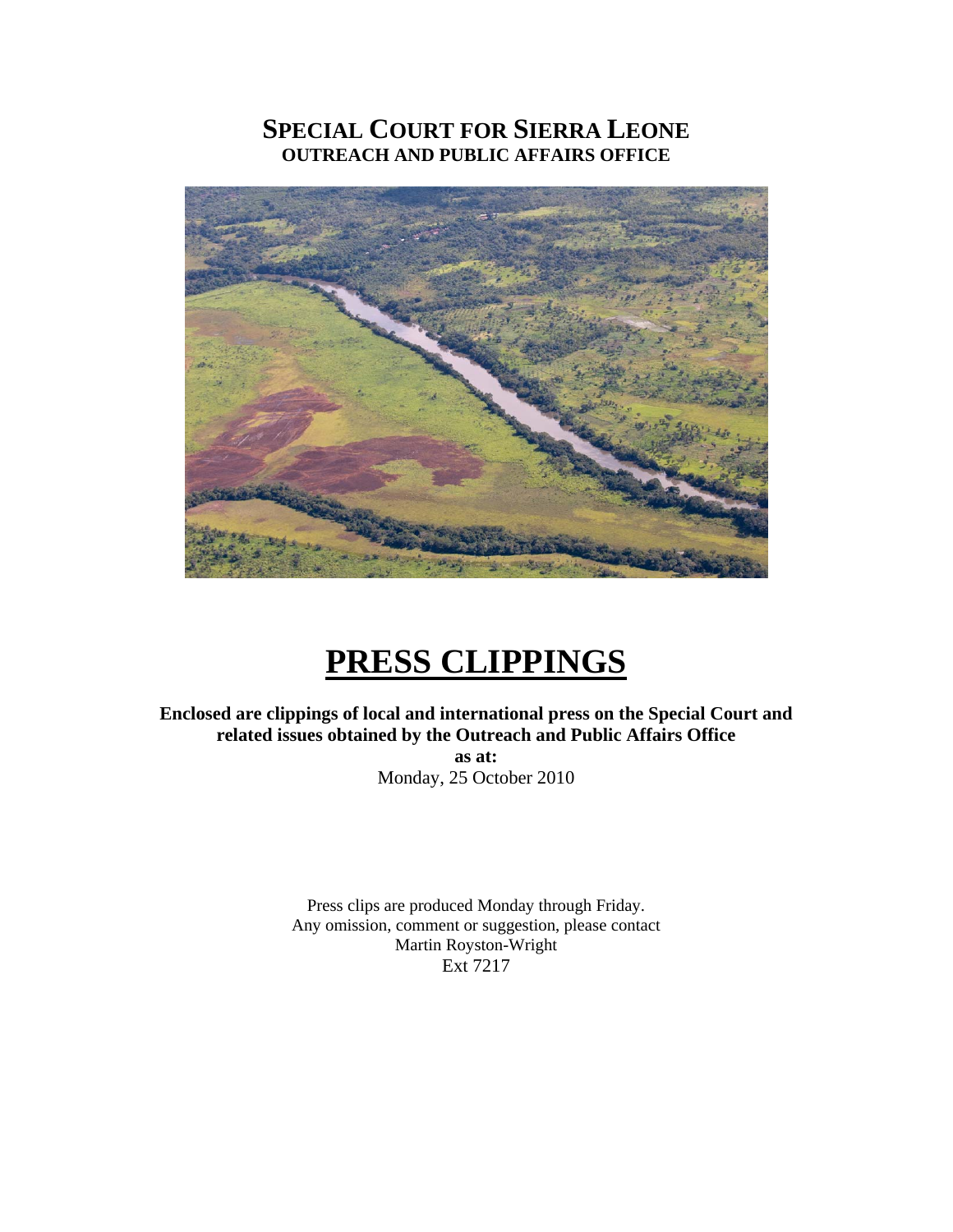# SPECIAL COURT FOR SIERRA LEONE
## OUTREACH AND PUBLIC AFFAIRS OFFICE

# PRESS CLIPPINGS

**Enclosed are clippings of local and international press on the Special Court and related issues obtained by the Outreach and Public Affairs Office**
**as at:**
Monday, 25 October 2010

Press clips are produced Monday through Friday.
Any omission, comment or suggestion, please contact
Martin Royston-Wright
Ext 7217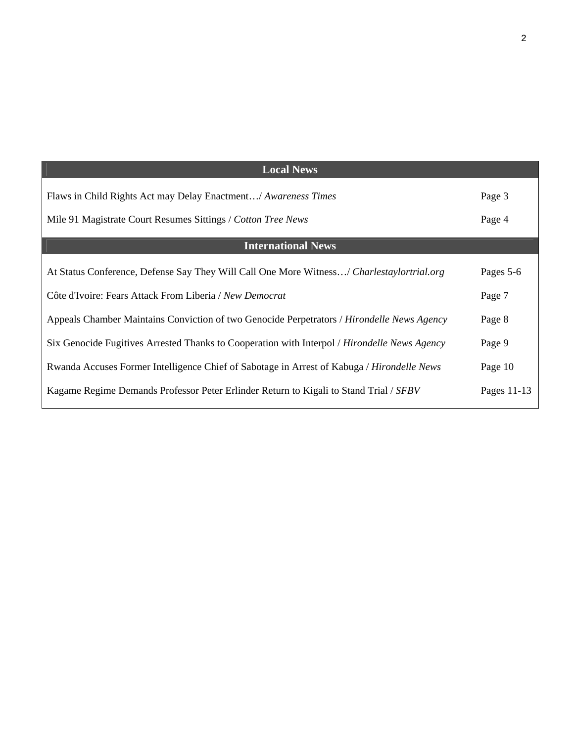| Local News | |
|---|---|
| Flaws in Child Rights Act may Delay Enactment…/ *Awareness Times* | Page 3 |
| Mile 91 Magistrate Court Resumes Sittings / *Cotton Tree News* | Page 4 |
| **International News** | |
| At Status Conference, Defense Say They Will Call One More Witness…/ *Charlestaylortrial.org* | Pages 5-6 |
| Côte d'Ivoire: Fears Attack From Liberia / *New Democrat* | Page 7 |
| Appeals Chamber Maintains Conviction of two Genocide Perpetrators / *Hirondelle News Agency* | Page 8 |
| Six Genocide Fugitives Arrested Thanks to Cooperation with Interpol / *Hirondelle News Agency* | Page 9 |
| Rwanda Accuses Former Intelligence Chief of Sabotage in Arrest of Kabuga / *Hirondelle News* | Page 10 |
| Kagame Regime Demands Professor Peter Erlinder Return to Kigali to Stand Trial / *SFBV* | Pages 11-13 |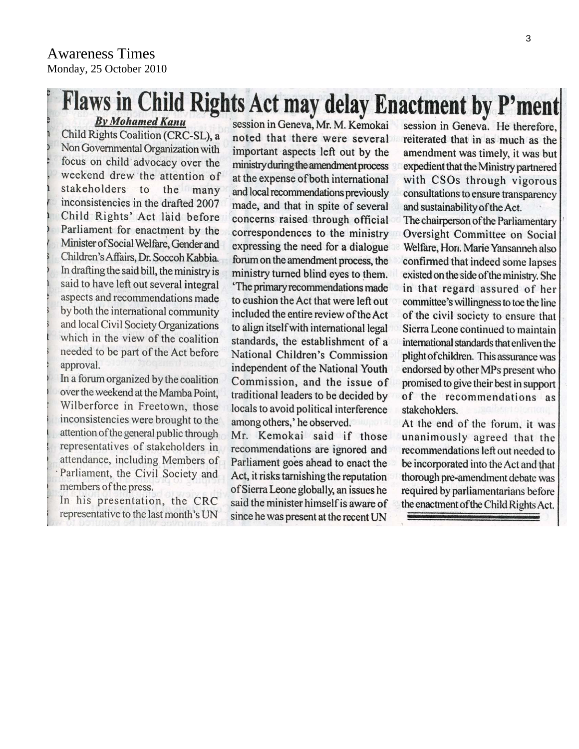Awareness Times
Monday, 25 October 2010

# Flaws in Child Rights Act may delay Enactment by P'ment

***By Mohamed Kanu***

Child Rights Coalition (CRC-SL), a Non Governmental Organization with focus on child advocacy over the weekend drew the attention of stakeholders to the many inconsistencies in the drafted 2007 Child Rights' Act laid before Parliament for enactment by the Minister of Social Welfare, Gender and Children's Affairs, Dr. Soccoh Kabbia. In drafting the said bill, the ministry is said to have left out several integral aspects and recommendations made by both the international community and local Civil Society Organizations which in the view of the coalition needed to be part of the Act before approval.

In a forum organized by the coalition over the weekend at the Mamba Point, Wilberforce in Freetown, those inconsistencies were brought to the attention of the general public through representatives of stakeholders in attendance, including Members of Parliament, the Civil Society and members of the press.

In his presentation, the CRC representative to the last month's UN session in Geneva, Mr. M. Kemokai noted that there were several important aspects left out by the ministry during the amendment process at the expense of both international and local recommendations previously made, and that in spite of several concerns raised through official correspondences to the ministry expressing the need for a dialogue forum on the amendment process, the ministry turned blind eyes to them. 'The primary recommendations made to cushion the Act that were left out included the entire review of the Act to align itself with international legal standards, the establishment of a National Children's Commission independent of the National Youth Commission, and the issue of traditional leaders to be decided by locals to avoid political interference among others,' he observed.

Mr. Kemokai said if those recommendations are ignored and Parliament goes ahead to enact the Act, it risks tarnishing the reputation of Sierra Leone globally, an issues he said the minister himself is aware of since he was present at the recent UN session in Geneva. He therefore, reiterated that in as much as the amendment was timely, it was but expedient that the Ministry partnered with CSOs through vigorous consultations to ensure transparency and sustainability of the Act.

The chairperson of the Parliamentary Oversight Committee on Social Welfare, Hon. Marie Yansanneh also confirmed that indeed some lapses existed on the side of the ministry. She in that regard assured of her committee's willingness to toe the line of the civil society to ensure that Sierra Leone continued to maintain international standards that enliven the plight of children. This assurance was endorsed by other MPs present who promised to give their best in support of the recommendations as stakeholders.

At the end of the forum, it was unanimously agreed that the recommendations left out needed to be incorporated into the Act and that thorough pre-amendment debate was required by parliamentarians before the enactment of the Child Rights Act.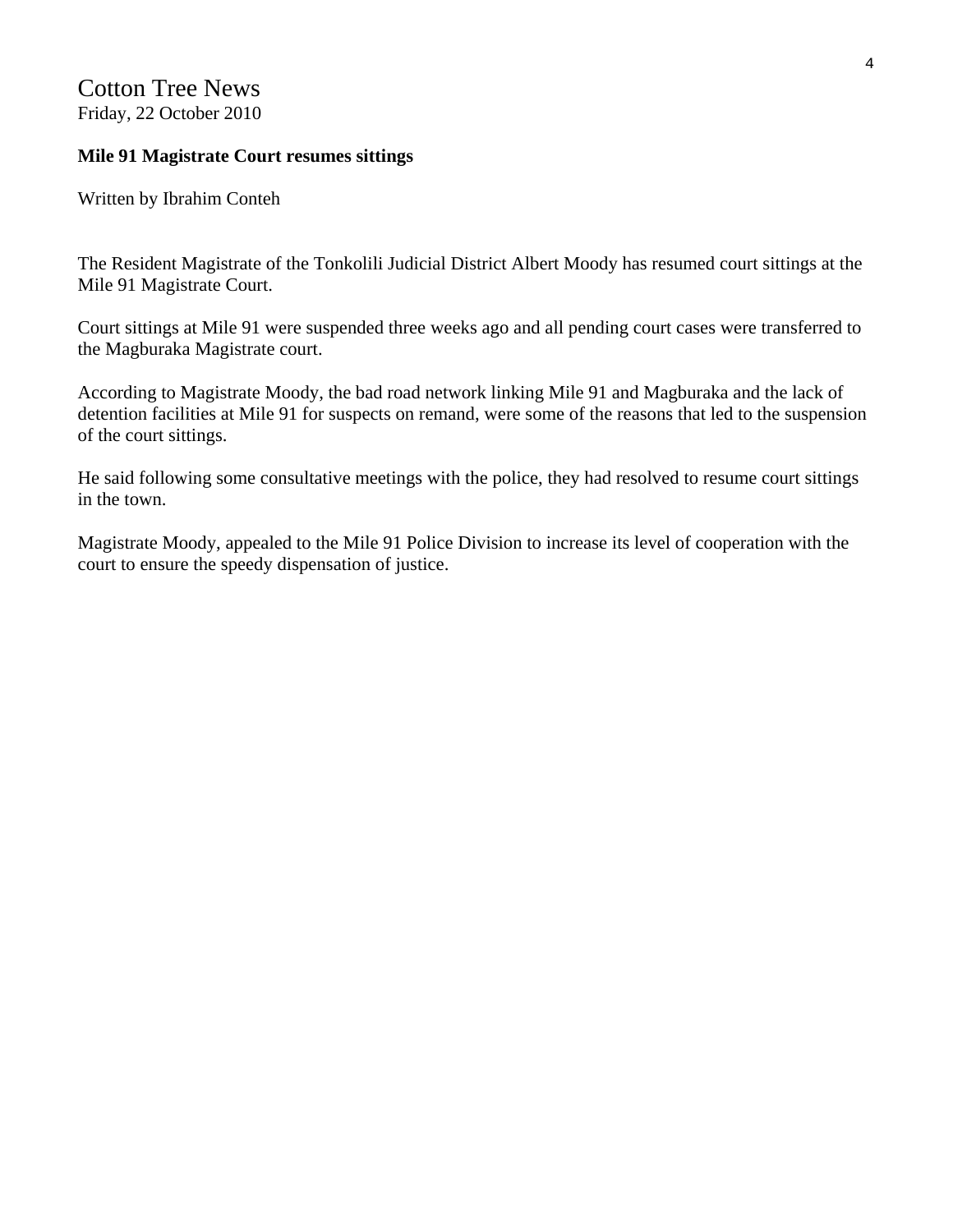Cotton Tree News
Friday, 22 October 2010

**Mile 91 Magistrate Court resumes sittings**

Written by Ibrahim Conteh

The Resident Magistrate of the Tonkolili Judicial District Albert Moody has resumed court sittings at the Mile 91 Magistrate Court.

Court sittings at Mile 91 were suspended three weeks ago and all pending court cases were transferred to the Magburaka Magistrate court.

According to Magistrate Moody, the bad road network linking Mile 91 and Magburaka and the lack of detention facilities at Mile 91 for suspects on remand, were some of the reasons that led to the suspension of the court sittings.

He said following some consultative meetings with the police, they had resolved to resume court sittings in the town.

Magistrate Moody, appealed to the Mile 91 Police Division to increase its level of cooperation with the court to ensure the speedy dispensation of justice.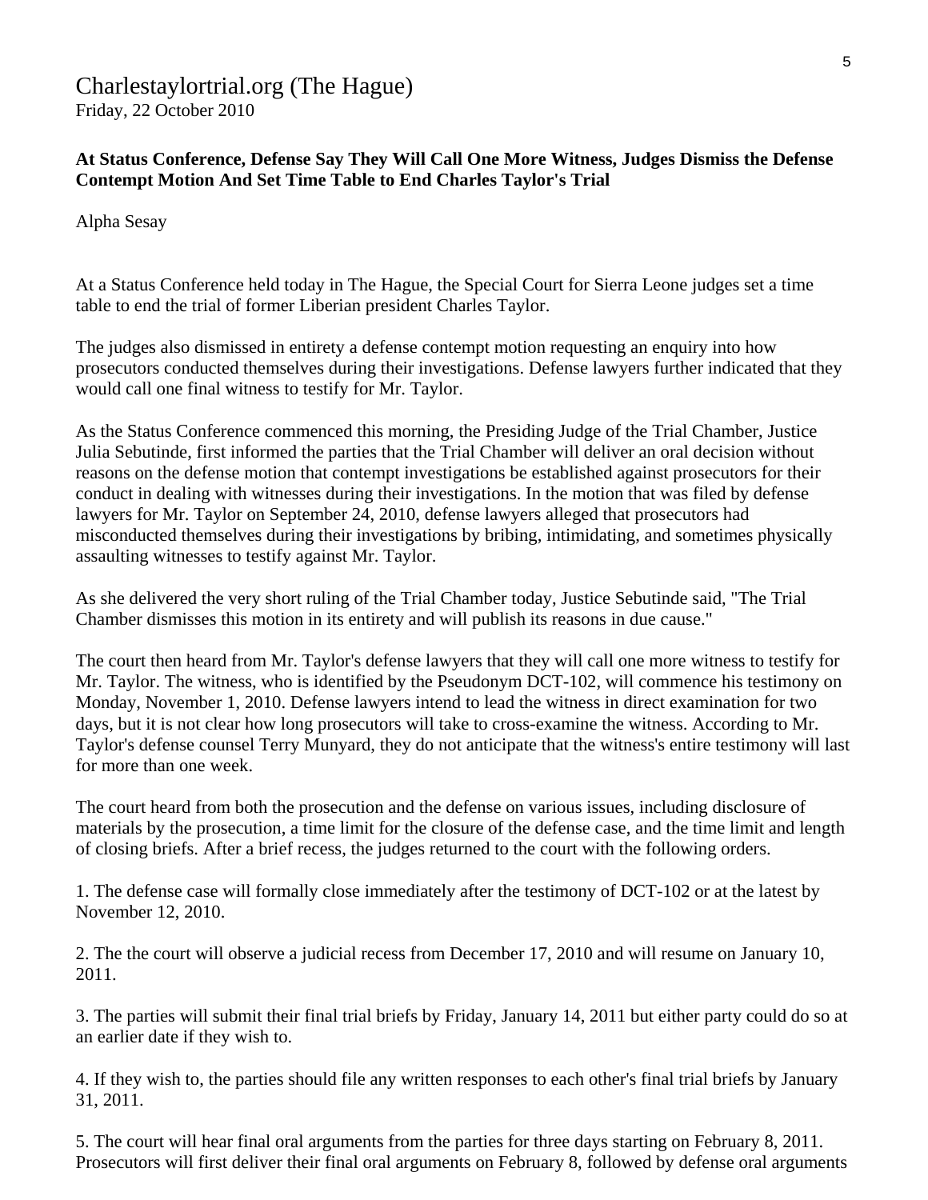Charlestaylortrial.org (The Hague)
Friday, 22 October 2010

**At Status Conference, Defense Say They Will Call One More Witness, Judges Dismiss the Defense Contempt Motion And Set Time Table to End Charles Taylor's Trial**

Alpha Sesay

At a Status Conference held today in The Hague, the Special Court for Sierra Leone judges set a time table to end the trial of former Liberian president Charles Taylor.

The judges also dismissed in entirety a defense contempt motion requesting an enquiry into how prosecutors conducted themselves during their investigations. Defense lawyers further indicated that they would call one final witness to testify for Mr. Taylor.

As the Status Conference commenced this morning, the Presiding Judge of the Trial Chamber, Justice Julia Sebutinde, first informed the parties that the Trial Chamber will deliver an oral decision without reasons on the defense motion that contempt investigations be established against prosecutors for their conduct in dealing with witnesses during their investigations. In the motion that was filed by defense lawyers for Mr. Taylor on September 24, 2010, defense lawyers alleged that prosecutors had misconducted themselves during their investigations by bribing, intimidating, and sometimes physically assaulting witnesses to testify against Mr. Taylor.

As she delivered the very short ruling of the Trial Chamber today, Justice Sebutinde said, "The Trial Chamber dismisses this motion in its entirety and will publish its reasons in due cause."

The court then heard from Mr. Taylor's defense lawyers that they will call one more witness to testify for Mr. Taylor. The witness, who is identified by the Pseudonym DCT-102, will commence his testimony on Monday, November 1, 2010. Defense lawyers intend to lead the witness in direct examination for two days, but it is not clear how long prosecutors will take to cross-examine the witness. According to Mr. Taylor's defense counsel Terry Munyard, they do not anticipate that the witness's entire testimony will last for more than one week.

The court heard from both the prosecution and the defense on various issues, including disclosure of materials by the prosecution, a time limit for the closure of the defense case, and the time limit and length of closing briefs. After a brief recess, the judges returned to the court with the following orders.

1. The defense case will formally close immediately after the testimony of DCT-102 or at the latest by November 12, 2010.

2. The the court will observe a judicial recess from December 17, 2010 and will resume on January 10, 2011.

3. The parties will submit their final trial briefs by Friday, January 14, 2011 but either party could do so at an earlier date if they wish to.

4. If they wish to, the parties should file any written responses to each other's final trial briefs by January 31, 2011.

5. The court will hear final oral arguments from the parties for three days starting on February 8, 2011. Prosecutors will first deliver their final oral arguments on February 8, followed by defense oral arguments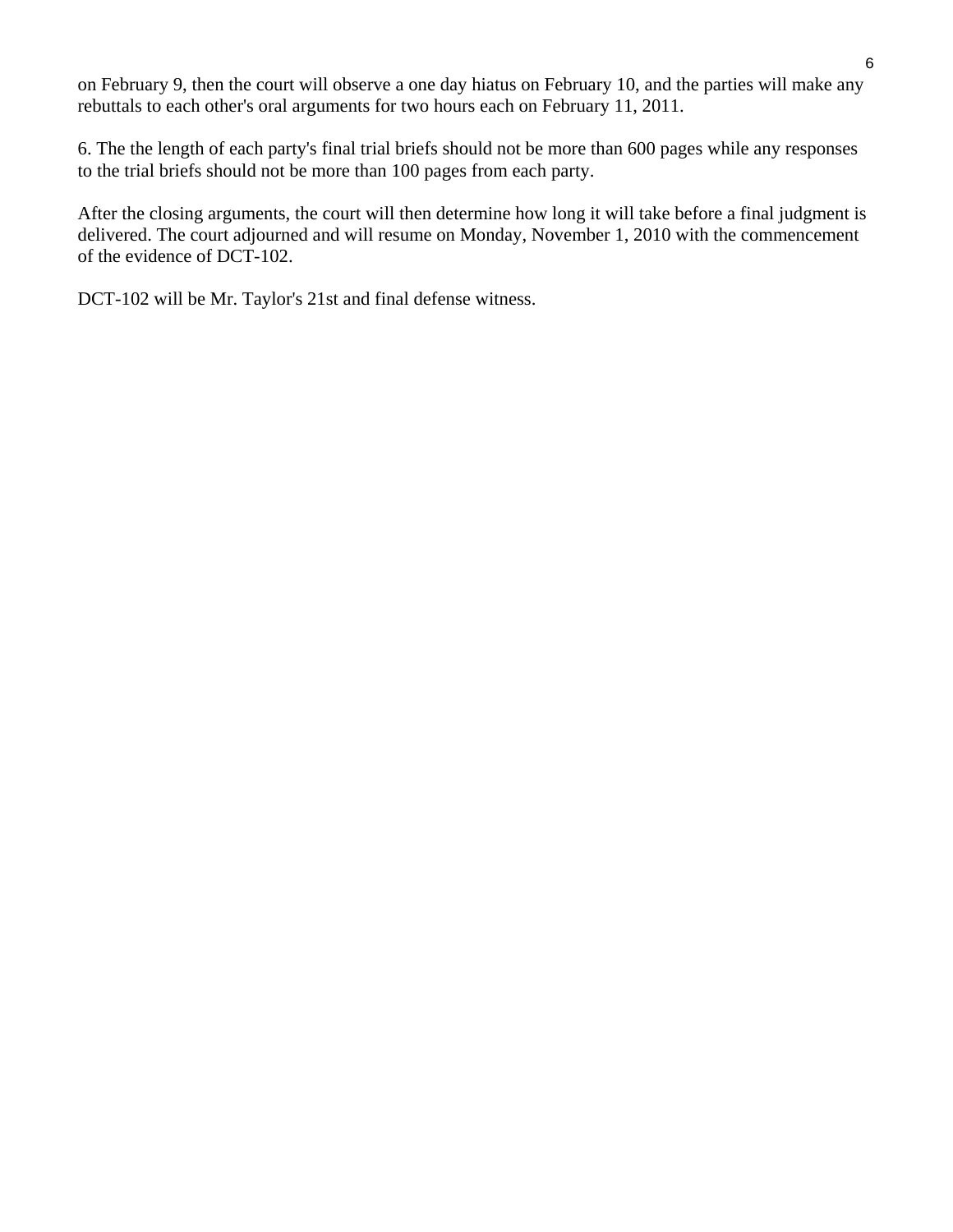on February 9, then the court will observe a one day hiatus on February 10, and the parties will make any rebuttals to each other's oral arguments for two hours each on February 11, 2011.

6. The the length of each party's final trial briefs should not be more than 600 pages while any responses to the trial briefs should not be more than 100 pages from each party.

After the closing arguments, the court will then determine how long it will take before a final judgment is delivered. The court adjourned and will resume on Monday, November 1, 2010 with the commencement of the evidence of DCT-102.

DCT-102 will be Mr. Taylor's 21st and final defense witness.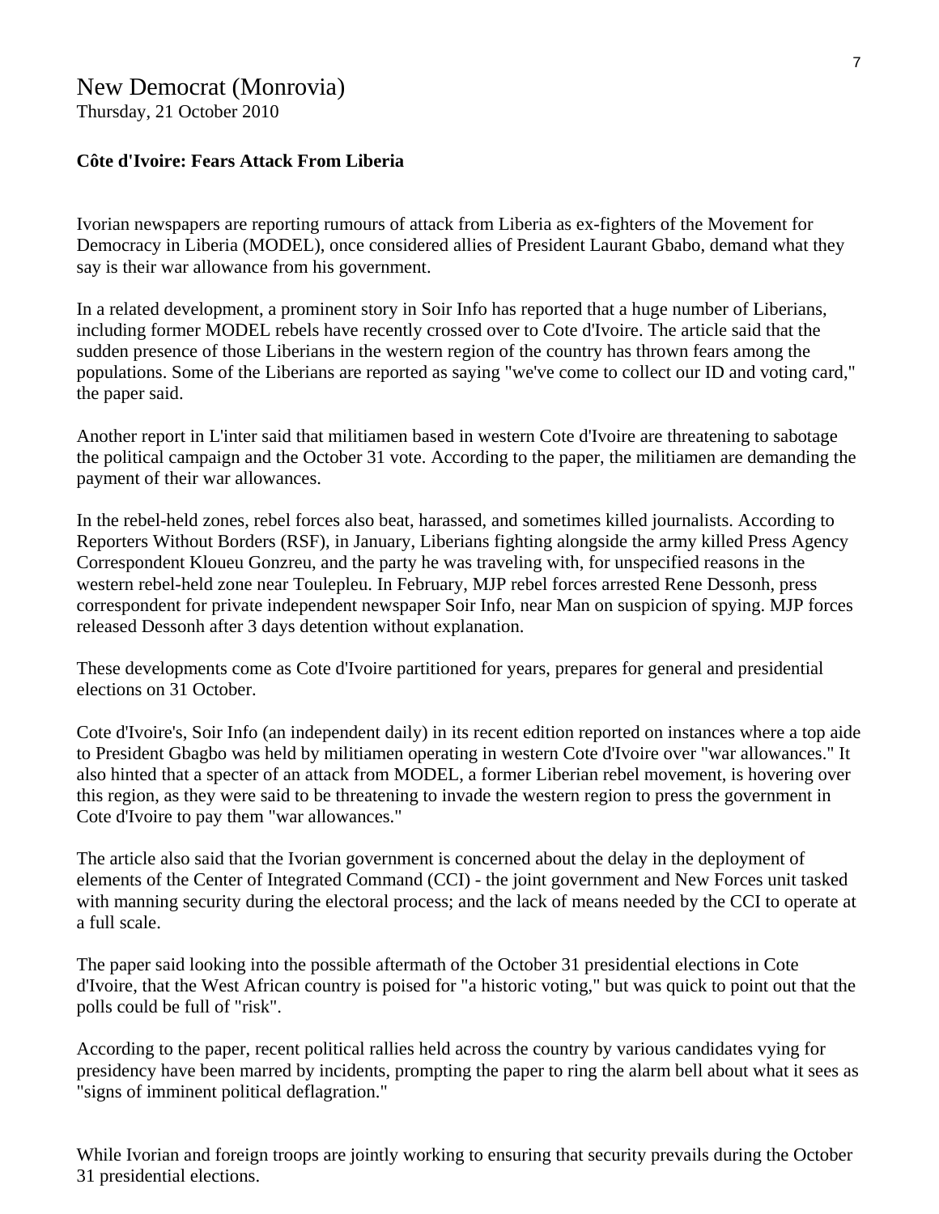# New Democrat (Monrovia)

Thursday, 21 October 2010

**Côte d'Ivoire: Fears Attack From Liberia**

Ivorian newspapers are reporting rumours of attack from Liberia as ex-fighters of the Movement for Democracy in Liberia (MODEL), once considered allies of President Laurant Gbabo, demand what they say is their war allowance from his government.

In a related development, a prominent story in Soir Info has reported that a huge number of Liberians, including former MODEL rebels have recently crossed over to Cote d'Ivoire. The article said that the sudden presence of those Liberians in the western region of the country has thrown fears among the populations. Some of the Liberians are reported as saying "we've come to collect our ID and voting card," the paper said.

Another report in L'inter said that militiamen based in western Cote d'Ivoire are threatening to sabotage the political campaign and the October 31 vote. According to the paper, the militiamen are demanding the payment of their war allowances.

In the rebel-held zones, rebel forces also beat, harassed, and sometimes killed journalists. According to Reporters Without Borders (RSF), in January, Liberians fighting alongside the army killed Press Agency Correspondent Kloueu Gonzreu, and the party he was traveling with, for unspecified reasons in the western rebel-held zone near Toulepleu. In February, MJP rebel forces arrested Rene Dessonh, press correspondent for private independent newspaper Soir Info, near Man on suspicion of spying. MJP forces released Dessonh after 3 days detention without explanation.

These developments come as Cote d'Ivoire partitioned for years, prepares for general and presidential elections on 31 October.

Cote d'Ivoire's, Soir Info (an independent daily) in its recent edition reported on instances where a top aide to President Gbagbo was held by militiamen operating in western Cote d'Ivoire over "war allowances." It also hinted that a specter of an attack from MODEL, a former Liberian rebel movement, is hovering over this region, as they were said to be threatening to invade the western region to press the government in Cote d'Ivoire to pay them "war allowances."

The article also said that the Ivorian government is concerned about the delay in the deployment of elements of the Center of Integrated Command (CCI) - the joint government and New Forces unit tasked with manning security during the electoral process; and the lack of means needed by the CCI to operate at a full scale.

The paper said looking into the possible aftermath of the October 31 presidential elections in Cote d'Ivoire, that the West African country is poised for "a historic voting," but was quick to point out that the polls could be full of "risk".

According to the paper, recent political rallies held across the country by various candidates vying for presidency have been marred by incidents, prompting the paper to ring the alarm bell about what it sees as "signs of imminent political deflagration."

While Ivorian and foreign troops are jointly working to ensuring that security prevails during the October 31 presidential elections.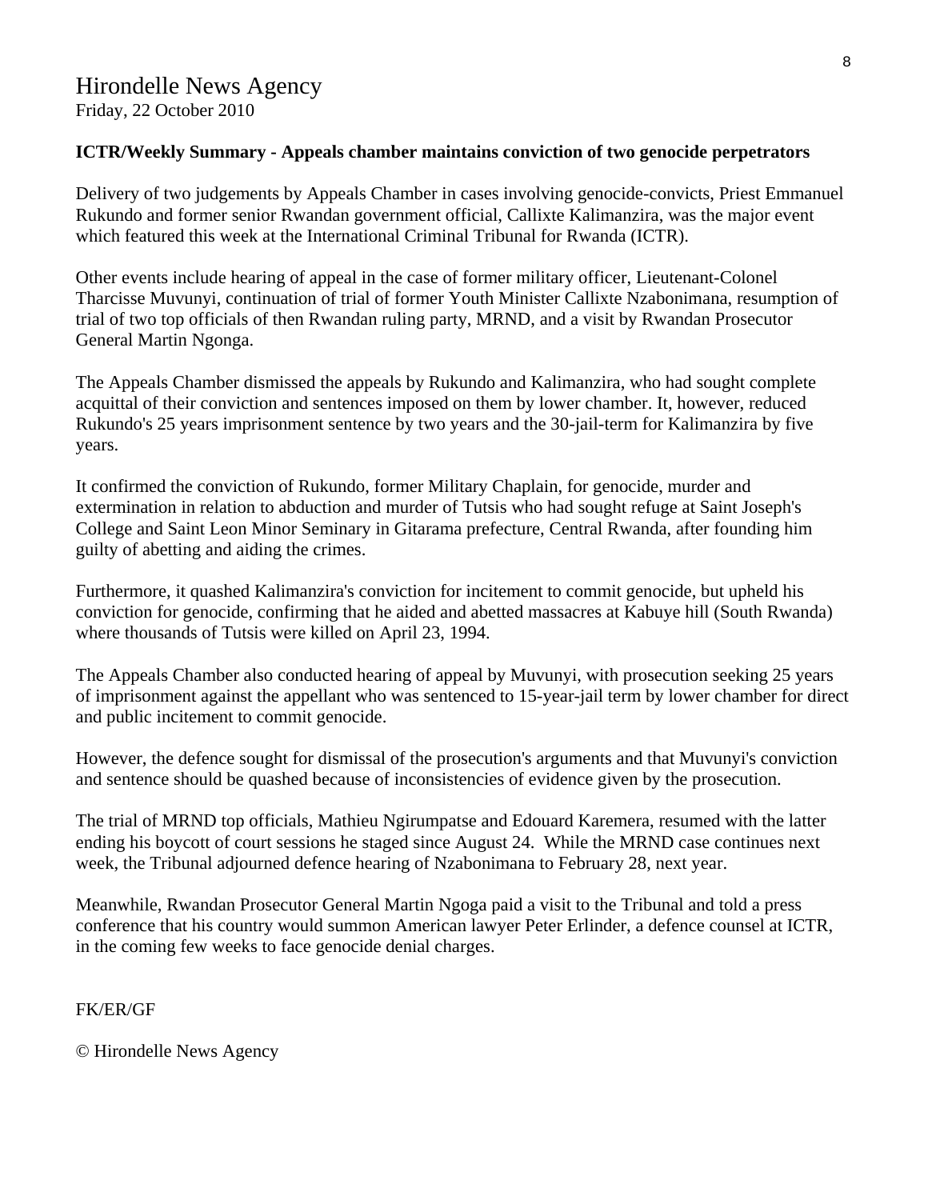# Hirondelle News Agency

Friday, 22 October 2010

**ICTR/Weekly Summary - Appeals chamber maintains conviction of two genocide perpetrators**

Delivery of two judgements by Appeals Chamber in cases involving genocide-convicts, Priest Emmanuel Rukundo and former senior Rwandan government official, Callixte Kalimanzira, was the major event which featured this week at the International Criminal Tribunal for Rwanda (ICTR).

Other events include hearing of appeal in the case of former military officer, Lieutenant-Colonel Tharcisse Muvunyi, continuation of trial of former Youth Minister Callixte Nzabonimana, resumption of trial of two top officials of then Rwandan ruling party, MRND, and a visit by Rwandan Prosecutor General Martin Ngonga.

The Appeals Chamber dismissed the appeals by Rukundo and Kalimanzira, who had sought complete acquittal of their conviction and sentences imposed on them by lower chamber. It, however, reduced Rukundo's 25 years imprisonment sentence by two years and the 30-jail-term for Kalimanzira by five years.

It confirmed the conviction of Rukundo, former Military Chaplain, for genocide, murder and extermination in relation to abduction and murder of Tutsis who had sought refuge at Saint Joseph's College and Saint Leon Minor Seminary in Gitarama prefecture, Central Rwanda, after founding him guilty of abetting and aiding the crimes.

Furthermore, it quashed Kalimanzira's conviction for incitement to commit genocide, but upheld his conviction for genocide, confirming that he aided and abetted massacres at Kabuye hill (South Rwanda) where thousands of Tutsis were killed on April 23, 1994.

The Appeals Chamber also conducted hearing of appeal by Muvunyi, with prosecution seeking 25 years of imprisonment against the appellant who was sentenced to 15-year-jail term by lower chamber for direct and public incitement to commit genocide.

However, the defence sought for dismissal of the prosecution's arguments and that Muvunyi's conviction and sentence should be quashed because of inconsistencies of evidence given by the prosecution.

The trial of MRND top officials, Mathieu Ngirumpatse and Edouard Karemera, resumed with the latter ending his boycott of court sessions he staged since August 24. While the MRND case continues next week, the Tribunal adjourned defence hearing of Nzabonimana to February 28, next year.

Meanwhile, Rwandan Prosecutor General Martin Ngoga paid a visit to the Tribunal and told a press conference that his country would summon American lawyer Peter Erlinder, a defence counsel at ICTR, in the coming few weeks to face genocide denial charges.

FK/ER/GF

© Hirondelle News Agency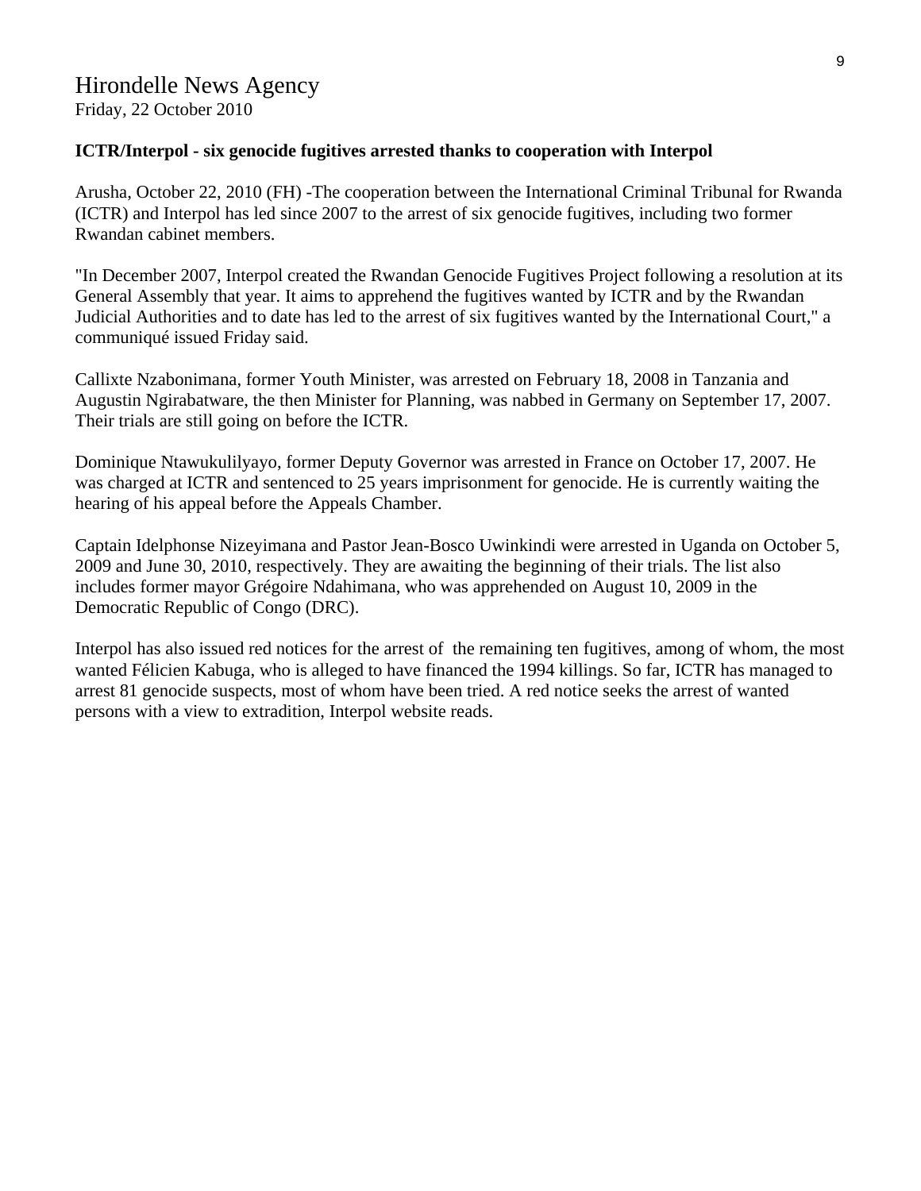# Hirondelle News Agency

Friday, 22 October 2010

**ICTR/Interpol - six genocide fugitives arrested thanks to cooperation with Interpol**

Arusha, October 22, 2010 (FH) -The cooperation between the International Criminal Tribunal for Rwanda (ICTR) and Interpol has led since 2007 to the arrest of six genocide fugitives, including two former Rwandan cabinet members.

"In December 2007, Interpol created the Rwandan Genocide Fugitives Project following a resolution at its General Assembly that year. It aims to apprehend the fugitives wanted by ICTR and by the Rwandan Judicial Authorities and to date has led to the arrest of six fugitives wanted by the International Court," a communiqué issued Friday said.

Callixte Nzabonimana, former Youth Minister, was arrested on February 18, 2008 in Tanzania and Augustin Ngirabatware, the then Minister for Planning, was nabbed in Germany on September 17, 2007. Their trials are still going on before the ICTR.

Dominique Ntawukulilyayo, former Deputy Governor was arrested in France on October 17, 2007. He was charged at ICTR and sentenced to 25 years imprisonment for genocide. He is currently waiting the hearing of his appeal before the Appeals Chamber.

Captain Idelphonse Nizeyimana and Pastor Jean-Bosco Uwinkindi were arrested in Uganda on October 5, 2009 and June 30, 2010, respectively. They are awaiting the beginning of their trials. The list also includes former mayor Grégoire Ndahimana, who was apprehended on August 10, 2009 in the Democratic Republic of Congo (DRC).

Interpol has also issued red notices for the arrest of the remaining ten fugitives, among of whom, the most wanted Félicien Kabuga, who is alleged to have financed the 1994 killings. So far, ICTR has managed to arrest 81 genocide suspects, most of whom have been tried. A red notice seeks the arrest of wanted persons with a view to extradition, Interpol website reads.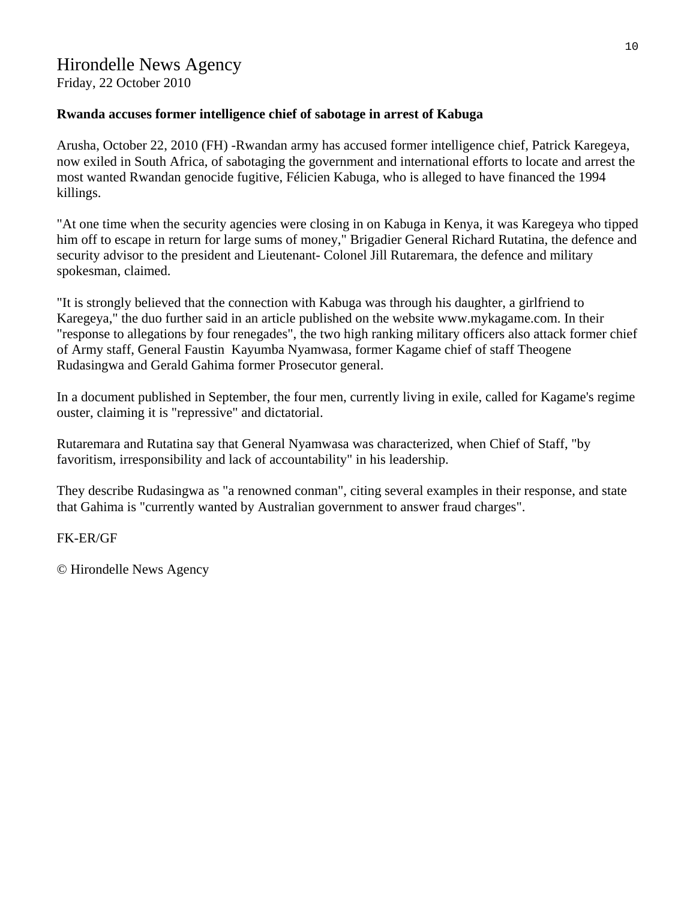# Hirondelle News Agency

Friday, 22 October 2010

**Rwanda accuses former intelligence chief of sabotage in arrest of Kabuga**

Arusha, October 22, 2010 (FH) -Rwandan army has accused former intelligence chief, Patrick Karegeya, now exiled in South Africa, of sabotaging the government and international efforts to locate and arrest the most wanted Rwandan genocide fugitive, Félicien Kabuga, who is alleged to have financed the 1994 killings.

"At one time when the security agencies were closing in on Kabuga in Kenya, it was Karegeya who tipped him off to escape in return for large sums of money," Brigadier General Richard Rutatina, the defence and security advisor to the president and Lieutenant- Colonel Jill Rutaremara, the defence and military spokesman, claimed.

"It is strongly believed that the connection with Kabuga was through his daughter, a girlfriend to Karegeya," the duo further said in an article published on the website www.mykagame.com. In their "response to allegations by four renegades", the two high ranking military officers also attack former chief of Army staff, General Faustin Kayumba Nyamwasa, former Kagame chief of staff Theogene Rudasingwa and Gerald Gahima former Prosecutor general.

In a document published in September, the four men, currently living in exile, called for Kagame's regime ouster, claiming it is "repressive" and dictatorial.

Rutaremara and Rutatina say that General Nyamwasa was characterized, when Chief of Staff, "by favoritism, irresponsibility and lack of accountability" in his leadership.

They describe Rudasingwa as "a renowned conman", citing several examples in their response, and state that Gahima is "currently wanted by Australian government to answer fraud charges".

FK-ER/GF

© Hirondelle News Agency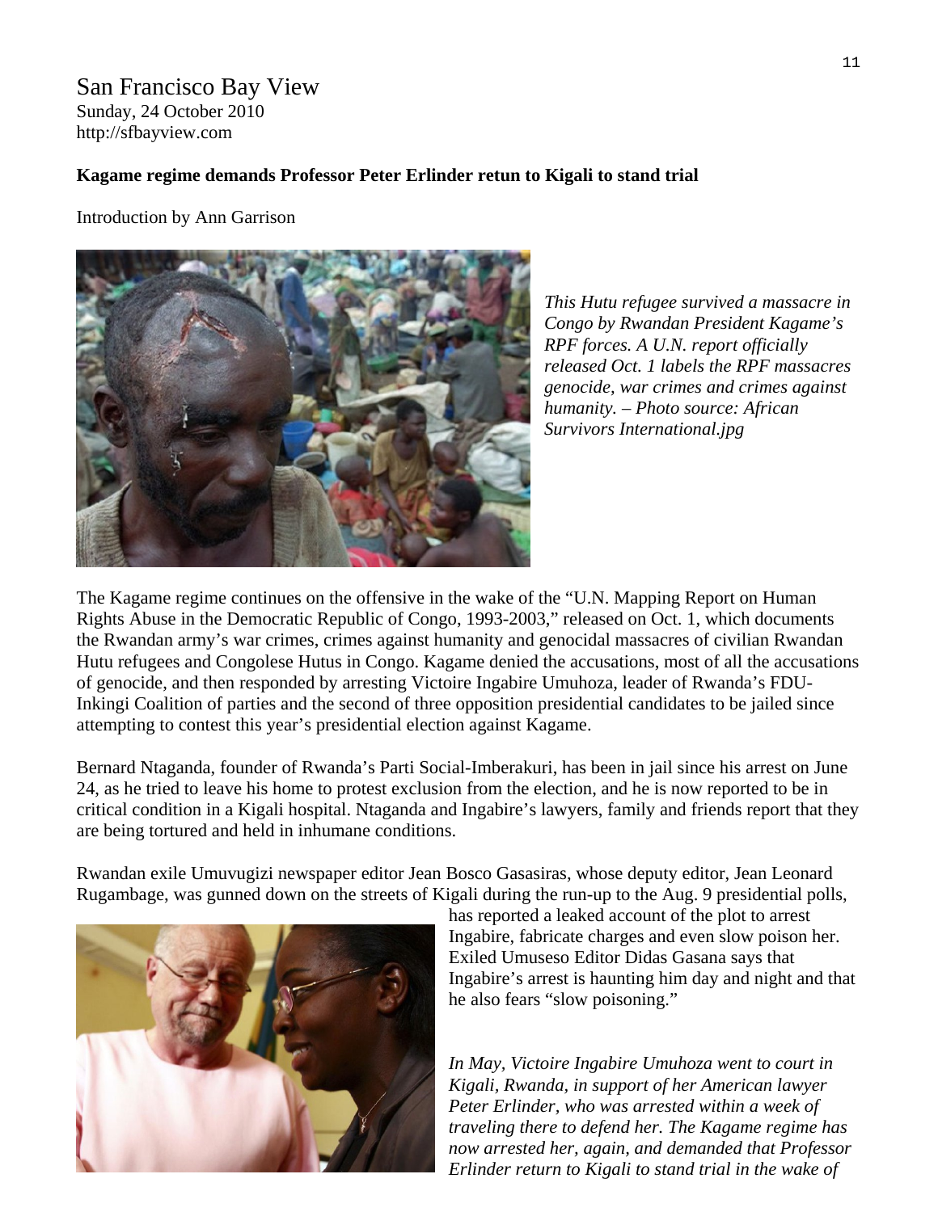San Francisco Bay View
Sunday, 24 October 2010
http://sfbayview.com

**Kagame regime demands Professor Peter Erlinder retun to Kigali to stand trial**

Introduction by Ann Garrison

*This Hutu refugee survived a massacre in Congo by Rwandan President Kagame's RPF forces. A U.N. report officially released Oct. 1 labels the RPF massacres genocide, war crimes and crimes against humanity. – Photo source: African Survivors International.jpg*

The Kagame regime continues on the offensive in the wake of the "U.N. Mapping Report on Human Rights Abuse in the Democratic Republic of Congo, 1993-2003," released on Oct. 1, which documents the Rwandan army's war crimes, crimes against humanity and genocidal massacres of civilian Rwandan Hutu refugees and Congolese Hutus in Congo. Kagame denied the accusations, most of all the accusations of genocide, and then responded by arresting Victoire Ingabire Umuhoza, leader of Rwanda's FDU-Inkingi Coalition of parties and the second of three opposition presidential candidates to be jailed since attempting to contest this year's presidential election against Kagame.

Bernard Ntaganda, founder of Rwanda's Parti Social-Imberakuri, has been in jail since his arrest on June 24, as he tried to leave his home to protest exclusion from the election, and he is now reported to be in critical condition in a Kigali hospital. Ntaganda and Ingabire's lawyers, family and friends report that they are being tortured and held in inhumane conditions.

Rwandan exile Umuvugizi newspaper editor Jean Bosco Gasasiras, whose deputy editor, Jean Leonard Rugambage, was gunned down on the streets of Kigali during the run-up to the Aug. 9 presidential polls, has reported a leaked account of the plot to arrest Ingabire, fabricate charges and even slow poison her. Exiled Umuseso Editor Didas Gasana says that Ingabire's arrest is haunting him day and night and that he also fears "slow poisoning."

*In May, Victoire Ingabire Umuhoza went to court in Kigali, Rwanda, in support of her American lawyer Peter Erlinder, who was arrested within a week of traveling there to defend her. The Kagame regime has now arrested her, again, and demanded that Professor Erlinder return to Kigali to stand trial in the wake of*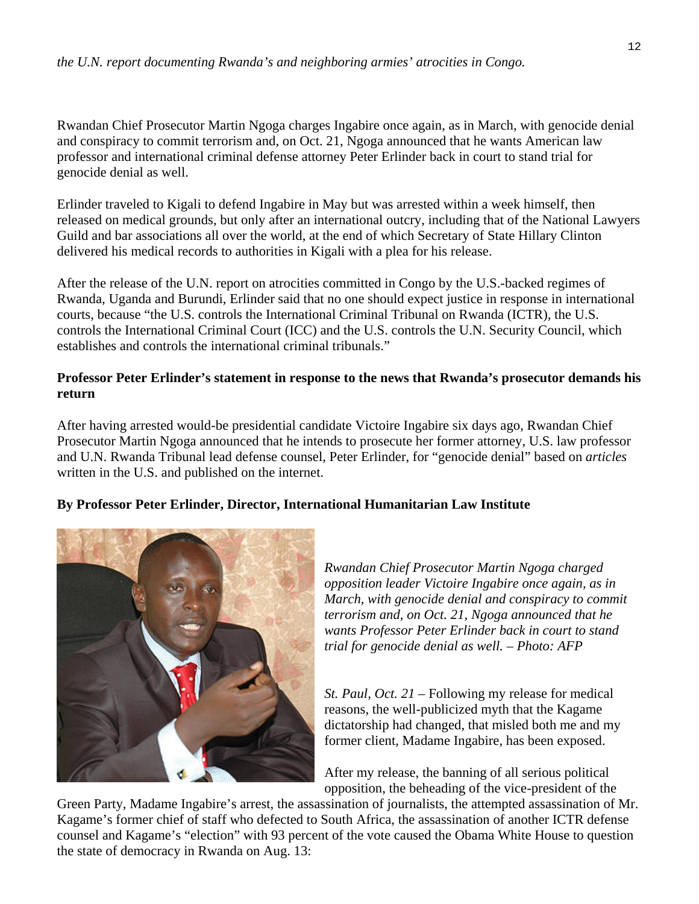*the U.N. report documenting Rwanda's and neighboring armies' atrocities in Congo.*

Rwandan Chief Prosecutor Martin Ngoga charges Ingabire once again, as in March, with genocide denial and conspiracy to commit terrorism and, on Oct. 21, Ngoga announced that he wants American law professor and international criminal defense attorney Peter Erlinder back in court to stand trial for genocide denial as well.

Erlinder traveled to Kigali to defend Ingabire in May but was arrested within a week himself, then released on medical grounds, but only after an international outcry, including that of the National Lawyers Guild and bar associations all over the world, at the end of which Secretary of State Hillary Clinton delivered his medical records to authorities in Kigali with a plea for his release.

After the release of the U.N. report on atrocities committed in Congo by the U.S.-backed regimes of Rwanda, Uganda and Burundi, Erlinder said that no one should expect justice in response in international courts, because "the U.S. controls the International Criminal Tribunal on Rwanda (ICTR), the U.S. controls the International Criminal Court (ICC) and the U.S. controls the U.N. Security Council, which establishes and controls the international criminal tribunals."

**Professor Peter Erlinder's statement in response to the news that Rwanda's prosecutor demands his return**

After having arrested would-be presidential candidate Victoire Ingabire six days ago, Rwandan Chief Prosecutor Martin Ngoga announced that he intends to prosecute her former attorney, U.S. law professor and U.N. Rwanda Tribunal lead defense counsel, Peter Erlinder, for "genocide denial" based on *articles* written in the U.S. and published on the internet.

**By Professor Peter Erlinder, Director, International Humanitarian Law Institute**

*Rwandan Chief Prosecutor Martin Ngoga charged opposition leader Victoire Ingabire once again, as in March, with genocide denial and conspiracy to commit terrorism and, on Oct. 21, Ngoga announced that he wants Professor Peter Erlinder back in court to stand trial for genocide denial as well. – Photo: AFP*

*St. Paul, Oct. 21* – Following my release for medical reasons, the well-publicized myth that the Kagame dictatorship had changed, that misled both me and my former client, Madame Ingabire, has been exposed.

After my release, the banning of all serious political opposition, the beheading of the vice-president of the Green Party, Madame Ingabire's arrest, the assassination of journalists, the attempted assassination of Mr. Kagame's former chief of staff who defected to South Africa, the assassination of another ICTR defense counsel and Kagame's "election" with 93 percent of the vote caused the Obama White House to question the state of democracy in Rwanda on Aug. 13: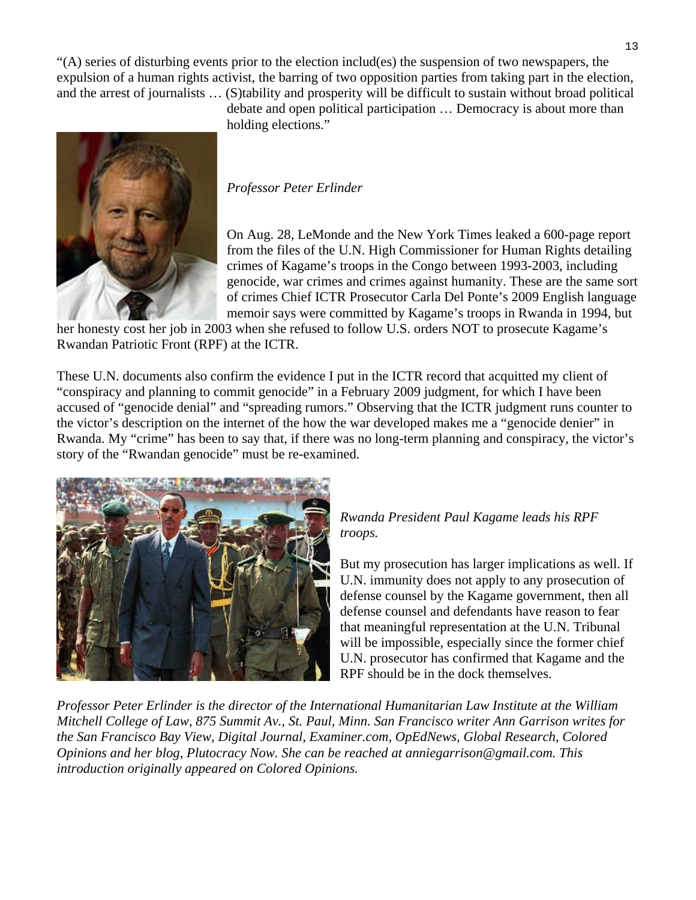"(A) series of disturbing events prior to the election includ(es) the suspension of two newspapers, the expulsion of a human rights activist, the barring of two opposition parties from taking part in the election, and the arrest of journalists … (S)tability and prosperity will be difficult to sustain without broad political debate and open political participation … Democracy is about more than holding elections."

*Professor Peter Erlinder*

On Aug. 28, LeMonde and the New York Times leaked a 600-page report from the files of the U.N. High Commissioner for Human Rights detailing crimes of Kagame's troops in the Congo between 1993-2003, including genocide, war crimes and crimes against humanity. These are the same sort of crimes Chief ICTR Prosecutor Carla Del Ponte's 2009 English language memoir says were committed by Kagame's troops in Rwanda in 1994, but her honesty cost her job in 2003 when she refused to follow U.S. orders NOT to prosecute Kagame's Rwandan Patriotic Front (RPF) at the ICTR.

These U.N. documents also confirm the evidence I put in the ICTR record that acquitted my client of "conspiracy and planning to commit genocide" in a February 2009 judgment, for which I have been accused of "genocide denial" and "spreading rumors." Observing that the ICTR judgment runs counter to the victor's description on the internet of the how the war developed makes me a "genocide denier" in Rwanda. My "crime" has been to say that, if there was no long-term planning and conspiracy, the victor's story of the "Rwandan genocide" must be re-examined.

*Rwanda President Paul Kagame leads his RPF troops.*

But my prosecution has larger implications as well. If U.N. immunity does not apply to any prosecution of defense counsel by the Kagame government, then all defense counsel and defendants have reason to fear that meaningful representation at the U.N. Tribunal will be impossible, especially since the former chief U.N. prosecutor has confirmed that Kagame and the RPF should be in the dock themselves.

*Professor Peter Erlinder is the director of the International Humanitarian Law Institute at the William Mitchell College of Law, 875 Summit Av., St. Paul, Minn. San Francisco writer Ann Garrison writes for the San Francisco Bay View, Digital Journal, Examiner.com, OpEdNews, Global Research, Colored Opinions and her blog, Plutocracy Now. She can be reached at anniegarrison@gmail.com. This introduction originally appeared on Colored Opinions.*